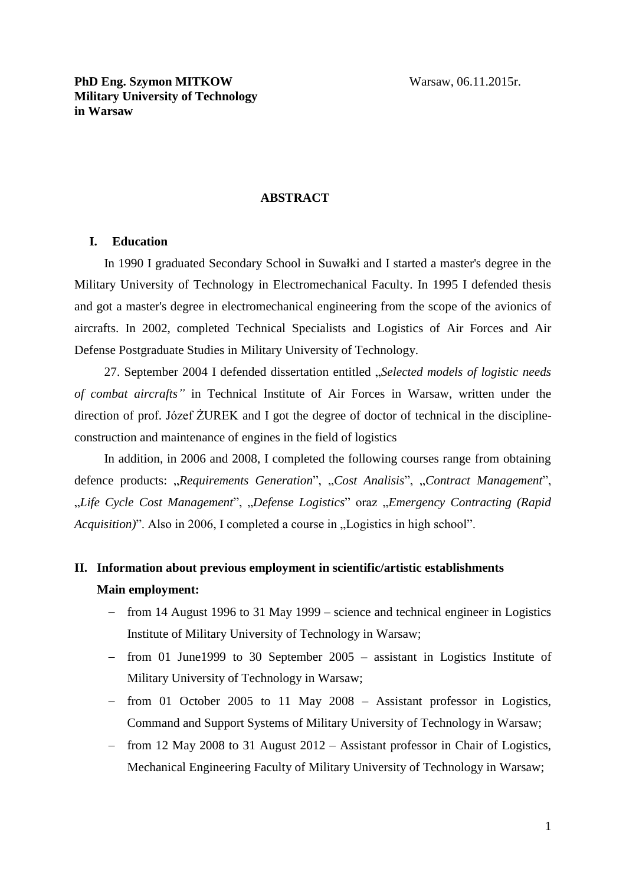**PhD Eng. Szymon MITKOW**
**Military University of Technology**
**in Warsaw**

Warsaw, 06.11.2015r.

## ABSTRACT

### I. Education

In 1990 I graduated Secondary School in Suwałki and I started a master's degree in the Military University of Technology in Electromechanical Faculty. In 1995 I defended thesis and got a master's degree in electromechanical engineering from the scope of the avionics of aircrafts. In 2002, completed Technical Specialists and Logistics of Air Forces and Air Defense Postgraduate Studies in Military University of Technology.

27. September 2004 I defended dissertation entitled „*Selected models of logistic needs of combat aircrafts"* in Technical Institute of Air Forces in Warsaw, written under the direction of prof. Józef ŻUREK and I got the degree of doctor of technical in the discipline-construction and maintenance of engines in the field of logistics

In addition, in 2006 and 2008, I completed the following courses range from obtaining defence products: „*Requirements Generation*", „*Cost Analisis*", „*Contract Management*", „*Life Cycle Cost Management*", „*Defense Logistics*" oraz „*Emergency Contracting (Rapid Acquisition)*". Also in 2006, I completed a course in „Logistics in high school".

### II. Information about previous employment in scientific/artistic establishments

**Main employment:**

- from 14 August 1996 to 31 May 1999 – science and technical engineer in Logistics Institute of Military University of Technology in Warsaw;
- from 01 June1999 to 30 September 2005 – assistant in Logistics Institute of Military University of Technology in Warsaw;
- from 01 October 2005 to 11 May 2008 – Assistant professor in Logistics, Command and Support Systems of Military University of Technology in Warsaw;
- from 12 May 2008 to 31 August 2012 – Assistant professor in Chair of Logistics, Mechanical Engineering Faculty of Military University of Technology in Warsaw;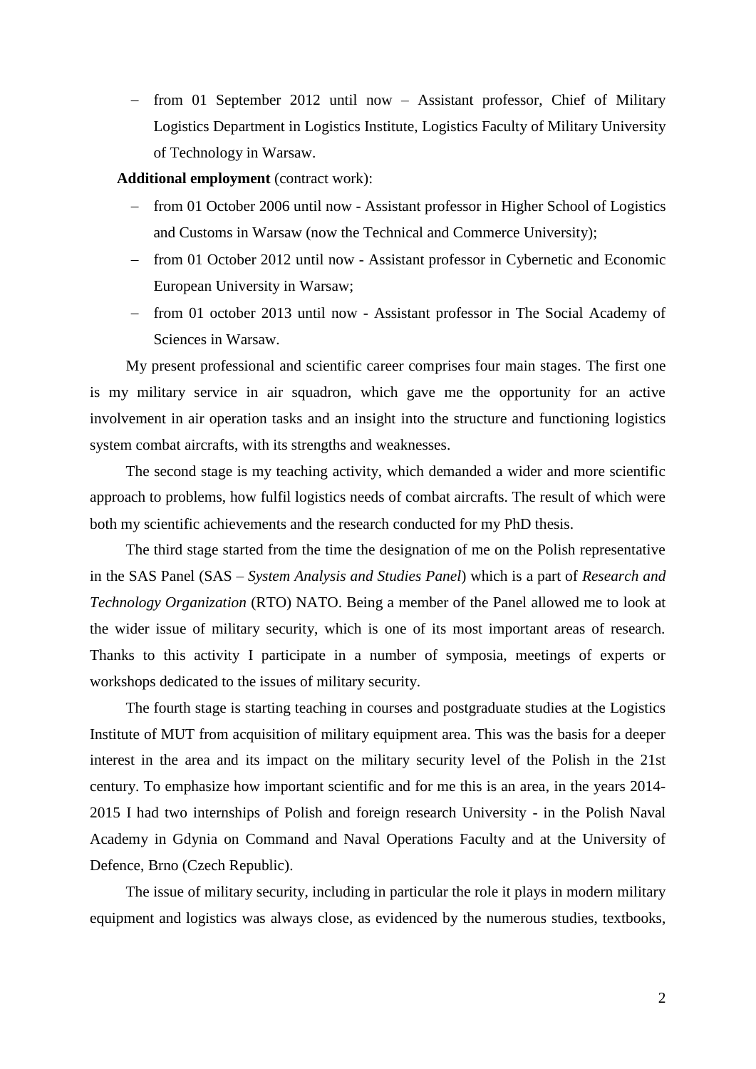- from 01 September 2012 until now – Assistant professor, Chief of Military Logistics Department in Logistics Institute, Logistics Faculty of Military University of Technology in Warsaw.

**Additional employment** (contract work):

- from 01 October 2006 until now - Assistant professor in Higher School of Logistics and Customs in Warsaw (now the Technical and Commerce University);
- from 01 October 2012 until now - Assistant professor in Cybernetic and Economic European University in Warsaw;
- from 01 october 2013 until now - Assistant professor in The Social Academy of Sciences in Warsaw.

My present professional and scientific career comprises four main stages. The first one is my military service in air squadron, which gave me the opportunity for an active involvement in air operation tasks and an insight into the structure and functioning logistics system combat aircrafts, with its strengths and weaknesses.

The second stage is my teaching activity, which demanded a wider and more scientific approach to problems, how fulfil logistics needs of combat aircrafts. The result of which were both my scientific achievements and the research conducted for my PhD thesis.

The third stage started from the time the designation of me on the Polish representative in the SAS Panel (SAS – *System Analysis and Studies Panel*) which is a part of *Research and Technology Organization* (RTO) NATO. Being a member of the Panel allowed me to look at the wider issue of military security, which is one of its most important areas of research. Thanks to this activity I participate in a number of symposia, meetings of experts or workshops dedicated to the issues of military security.

The fourth stage is starting teaching in courses and postgraduate studies at the Logistics Institute of MUT from acquisition of military equipment area. This was the basis for a deeper interest in the area and its impact on the military security level of the Polish in the 21st century. To emphasize how important scientific and for me this is an area, in the years 2014-2015 I had two internships of Polish and foreign research University - in the Polish Naval Academy in Gdynia on Command and Naval Operations Faculty and at the University of Defence, Brno (Czech Republic).

The issue of military security, including in particular the role it plays in modern military equipment and logistics was always close, as evidenced by the numerous studies, textbooks,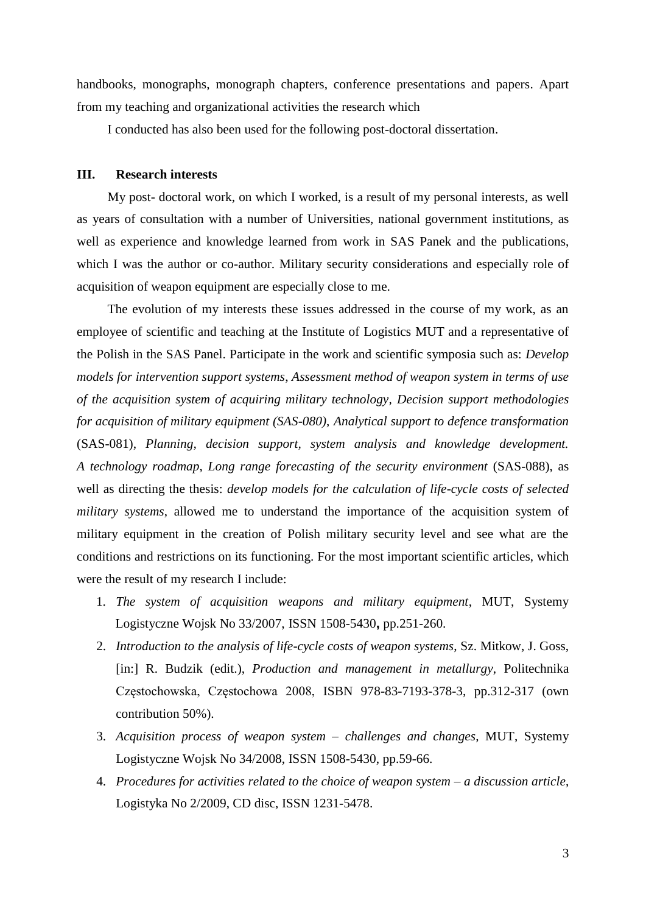handbooks, monographs, monograph chapters, conference presentations and papers. Apart from my teaching and organizational activities the research which

I conducted has also been used for the following post-doctoral dissertation.

## III. Research interests

My post- doctoral work, on which I worked, is a result of my personal interests, as well as years of consultation with a number of Universities, national government institutions, as well as experience and knowledge learned from work in SAS Panek and the publications, which I was the author or co-author. Military security considerations and especially role of acquisition of weapon equipment are especially close to me.

The evolution of my interests these issues addressed in the course of my work, as an employee of scientific and teaching at the Institute of Logistics MUT and a representative of the Polish in the SAS Panel. Participate in the work and scientific symposia such as: *Develop models for intervention support systems*, *Assessment method of weapon system in terms of use of the acquisition system of acquiring military technology*, *Decision support methodologies for acquisition of military equipment (SAS-080)*, *Analytical support to defence transformation* (SAS-081), *Planning, decision support, system analysis and knowledge development. A technology roadmap*, *Long range forecasting of the security environment* (SAS-088), as well as directing the thesis: *develop models for the calculation of life-cycle costs of selected military systems*, allowed me to understand the importance of the acquisition system of military equipment in the creation of Polish military security level and see what are the conditions and restrictions on its functioning. For the most important scientific articles, which were the result of my research I include:

1. *The system of acquisition weapons and military equipment*, MUT, Systemy Logistyczne Wojsk No 33/2007, ISSN 1508-5430**,** pp.251-260.
2. *Introduction to the analysis of life-cycle costs of weapon systems*, Sz. Mitkow, J. Goss, [in:] R. Budzik (edit.), *Production and management in metallurgy*, Politechnika Częstochowska, Częstochowa 2008, ISBN 978-83-7193-378-3, pp.312-317 (own contribution 50%).
3. *Acquisition process of weapon system – challenges and changes*, MUT, Systemy Logistyczne Wojsk No 34/2008, ISSN 1508-5430, pp.59-66.
4. *Procedures for activities related to the choice of weapon system – a discussion article*, Logistyka No 2/2009, CD disc, ISSN 1231-5478.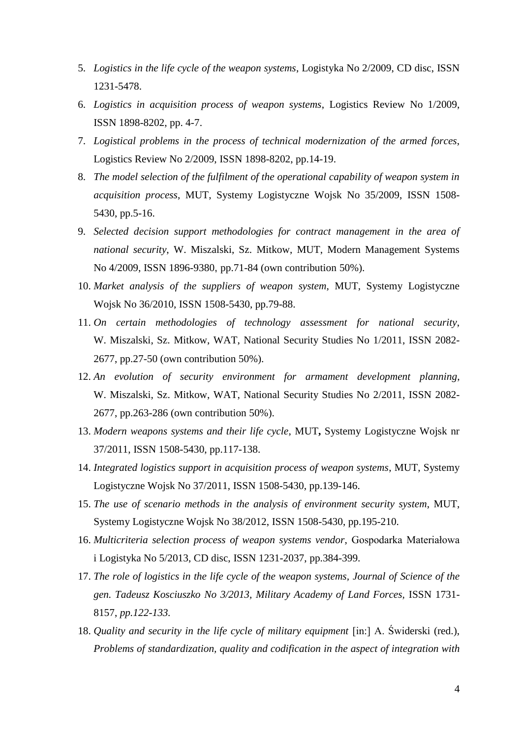5. *Logistics in the life cycle of the weapon systems*, Logistyka No 2/2009, CD disc, ISSN 1231-5478.
6. *Logistics in acquisition process of weapon systems*, Logistics Review No 1/2009, ISSN 1898-8202, pp. 4-7.
7. *Logistical problems in the process of technical modernization of the armed forces*, Logistics Review No 2/2009, ISSN 1898-8202, pp.14-19.
8. *The model selection of the fulfilment of the operational capability of weapon system in acquisition process*, MUT, Systemy Logistyczne Wojsk No 35/2009, ISSN 1508-5430, pp.5-16.
9. *Selected decision support methodologies for contract management in the area of national security*, W. Miszalski, Sz. Mitkow, MUT, Modern Management Systems No 4/2009, ISSN 1896-9380, pp.71-84 (own contribution 50%).
10. *Market analysis of the suppliers of weapon system*, MUT, Systemy Logistyczne Wojsk No 36/2010, ISSN 1508-5430, pp.79-88.
11. *On certain methodologies of technology assessment for national security*, W. Miszalski, Sz. Mitkow, WAT, National Security Studies No 1/2011, ISSN 2082-2677, pp.27-50 (own contribution 50%).
12. *An evolution of security environment for armament development planning*, W. Miszalski, Sz. Mitkow, WAT, National Security Studies No 2/2011, ISSN 2082-2677, pp.263-286 (own contribution 50%).
13. *Modern weapons systems and their life cycle*, MUT**,** Systemy Logistyczne Wojsk nr 37/2011, ISSN 1508-5430, pp.117-138.
14. *Integrated logistics support in acquisition process of weapon systems*, MUT, Systemy Logistyczne Wojsk No 37/2011, ISSN 1508-5430, pp.139-146.
15. *The use of scenario methods in the analysis of environment security system*, MUT, Systemy Logistyczne Wojsk No 38/2012, ISSN 1508-5430, pp.195-210.
16. *Multicriteria selection process of weapon systems vendor*, Gospodarka Materiałowa i Logistyka No 5/2013, CD disc, ISSN 1231-2037, pp.384-399.
17. *The role of logistics in the life cycle of the weapon systems, Journal of Science of the gen. Tadeusz Kosciuszko No 3/2013, Military Academy of Land Forces,* ISSN 1731-8157, *pp.122-133.*
18. *Quality and security in the life cycle of military equipment* [in:] A. Świderski (red.), *Problems of standardization, quality and codification in the aspect of integration with*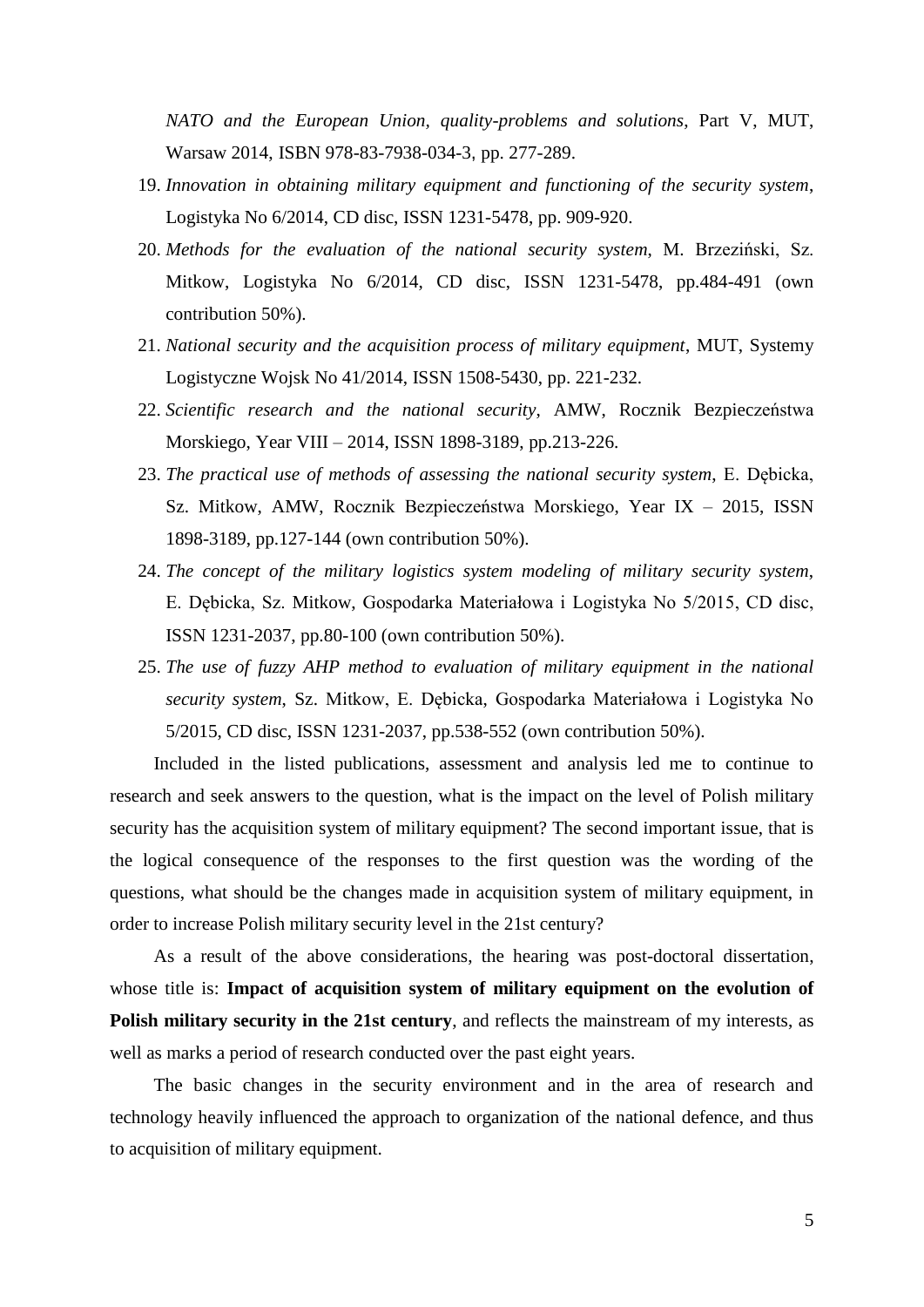*NATO and the European Union, quality-problems and solutions*, Part V, MUT, Warsaw 2014, ISBN 978-83-7938-034-3, pp. 277-289.

19. *Innovation in obtaining military equipment and functioning of the security system*, Logistyka No 6/2014, CD disc, ISSN 1231-5478, pp. 909-920.
20. *Methods for the evaluation of the national security system*, M. Brzeziński, Sz. Mitkow, Logistyka No 6/2014, CD disc, ISSN 1231-5478, pp.484-491 (own contribution 50%).
21. *National security and the acquisition process of military equipment*, MUT, Systemy Logistyczne Wojsk No 41/2014, ISSN 1508-5430, pp. 221-232.
22. *Scientific research and the national security*, AMW, Rocznik Bezpieczeństwa Morskiego, Year VIII – 2014, ISSN 1898-3189, pp.213-226.
23. *The practical use of methods of assessing the national security system,* E. Dębicka, Sz. Mitkow, AMW, Rocznik Bezpieczeństwa Morskiego, Year IX – 2015, ISSN 1898-3189, pp.127-144 (own contribution 50%).
24. *The concept of the military logistics system modeling of military security system*, E. Dębicka, Sz. Mitkow, Gospodarka Materiałowa i Logistyka No 5/2015, CD disc, ISSN 1231-2037, pp.80-100 (own contribution 50%).
25. *The use of fuzzy AHP method to evaluation of military equipment in the national security system*, Sz. Mitkow, E. Dębicka, Gospodarka Materiałowa i Logistyka No 5/2015, CD disc, ISSN 1231-2037, pp.538-552 (own contribution 50%).

Included in the listed publications, assessment and analysis led me to continue to research and seek answers to the question, what is the impact on the level of Polish military security has the acquisition system of military equipment? The second important issue, that is the logical consequence of the responses to the first question was the wording of the questions, what should be the changes made in acquisition system of military equipment, in order to increase Polish military security level in the 21st century?

As a result of the above considerations, the hearing was post-doctoral dissertation, whose title is: **Impact of acquisition system of military equipment on the evolution of Polish military security in the 21st century**, and reflects the mainstream of my interests, as well as marks a period of research conducted over the past eight years.

The basic changes in the security environment and in the area of research and technology heavily influenced the approach to organization of the national defence, and thus to acquisition of military equipment.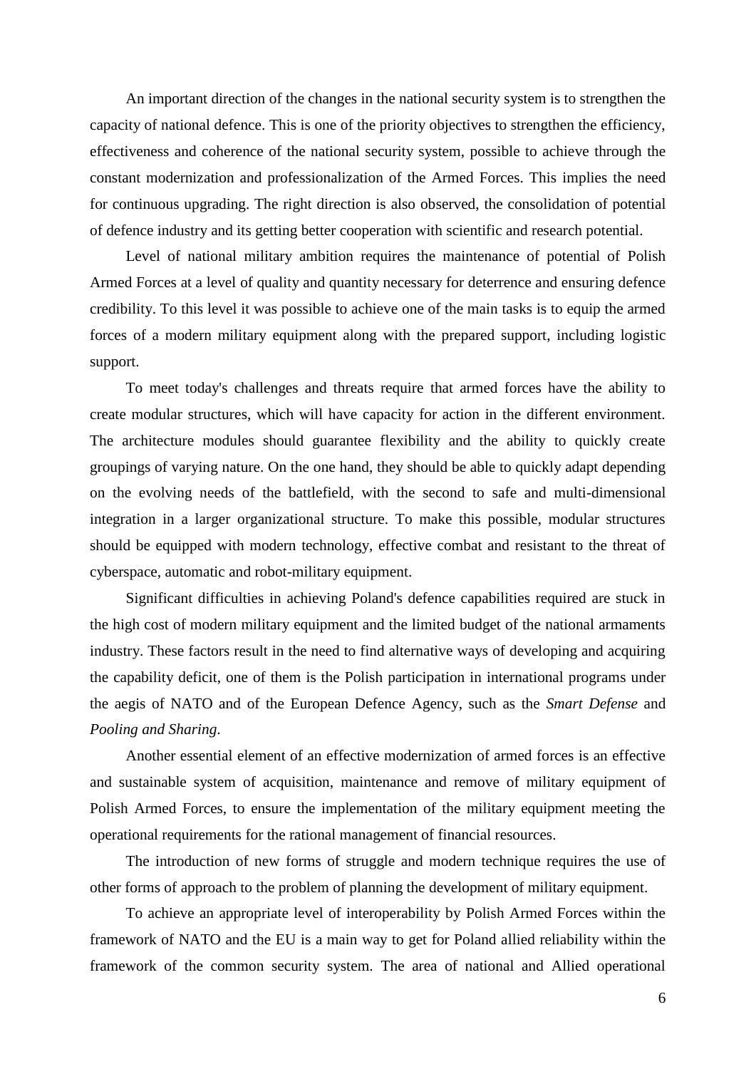An important direction of the changes in the national security system is to strengthen the capacity of national defence. This is one of the priority objectives to strengthen the efficiency, effectiveness and coherence of the national security system, possible to achieve through the constant modernization and professionalization of the Armed Forces. This implies the need for continuous upgrading. The right direction is also observed, the consolidation of potential of defence industry and its getting better cooperation with scientific and research potential.

Level of national military ambition requires the maintenance of potential of Polish Armed Forces at a level of quality and quantity necessary for deterrence and ensuring defence credibility. To this level it was possible to achieve one of the main tasks is to equip the armed forces of a modern military equipment along with the prepared support, including logistic support.

To meet today's challenges and threats require that armed forces have the ability to create modular structures, which will have capacity for action in the different environment. The architecture modules should guarantee flexibility and the ability to quickly create groupings of varying nature. On the one hand, they should be able to quickly adapt depending on the evolving needs of the battlefield, with the second to safe and multi-dimensional integration in a larger organizational structure. To make this possible, modular structures should be equipped with modern technology, effective combat and resistant to the threat of cyberspace, automatic and robot-military equipment.

Significant difficulties in achieving Poland's defence capabilities required are stuck in the high cost of modern military equipment and the limited budget of the national armaments industry. These factors result in the need to find alternative ways of developing and acquiring the capability deficit, one of them is the Polish participation in international programs under the aegis of NATO and of the European Defence Agency, such as the *Smart Defense* and *Pooling and Sharing*.

Another essential element of an effective modernization of armed forces is an effective and sustainable system of acquisition, maintenance and remove of military equipment of Polish Armed Forces, to ensure the implementation of the military equipment meeting the operational requirements for the rational management of financial resources.

The introduction of new forms of struggle and modern technique requires the use of other forms of approach to the problem of planning the development of military equipment.

To achieve an appropriate level of interoperability by Polish Armed Forces within the framework of NATO and the EU is a main way to get for Poland allied reliability within the framework of the common security system. The area of national and Allied operational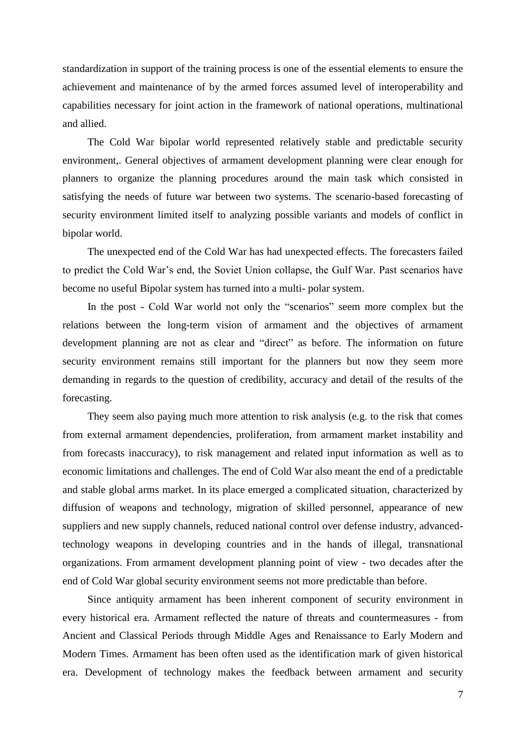standardization in support of the training process is one of the essential elements to ensure the achievement and maintenance of by the armed forces assumed level of interoperability and capabilities necessary for joint action in the framework of national operations, multinational and allied.

The Cold War bipolar world represented relatively stable and predictable security environment,. General objectives of armament development planning were clear enough for planners to organize the planning procedures around the main task which consisted in satisfying the needs of future war between two systems. The scenario-based forecasting of security environment limited itself to analyzing possible variants and models of conflict in bipolar world.

The unexpected end of the Cold War has had unexpected effects. The forecasters failed to predict the Cold War's end, the Soviet Union collapse, the Gulf War. Past scenarios have become no useful Bipolar system has turned into a multi- polar system.

In the post - Cold War world not only the "scenarios" seem more complex but the relations between the long-term vision of armament and the objectives of armament development planning are not as clear and "direct" as before. The information on future security environment remains still important for the planners but now they seem more demanding in regards to the question of credibility, accuracy and detail of the results of the forecasting.

They seem also paying much more attention to risk analysis (e.g. to the risk that comes from external armament dependencies, proliferation, from armament market instability and from forecasts inaccuracy), to risk management and related input information as well as to economic limitations and challenges. The end of Cold War also meant the end of a predictable and stable global arms market. In its place emerged a complicated situation, characterized by diffusion of weapons and technology, migration of skilled personnel, appearance of new suppliers and new supply channels, reduced national control over defense industry, advanced-technology weapons in developing countries and in the hands of illegal, transnational organizations. From armament development planning point of view - two decades after the end of Cold War global security environment seems not more predictable than before.

Since antiquity armament has been inherent component of security environment in every historical era. Armament reflected the nature of threats and countermeasures - from Ancient and Classical Periods through Middle Ages and Renaissance to Early Modern and Modern Times. Armament has been often used as the identification mark of given historical era. Development of technology makes the feedback between armament and security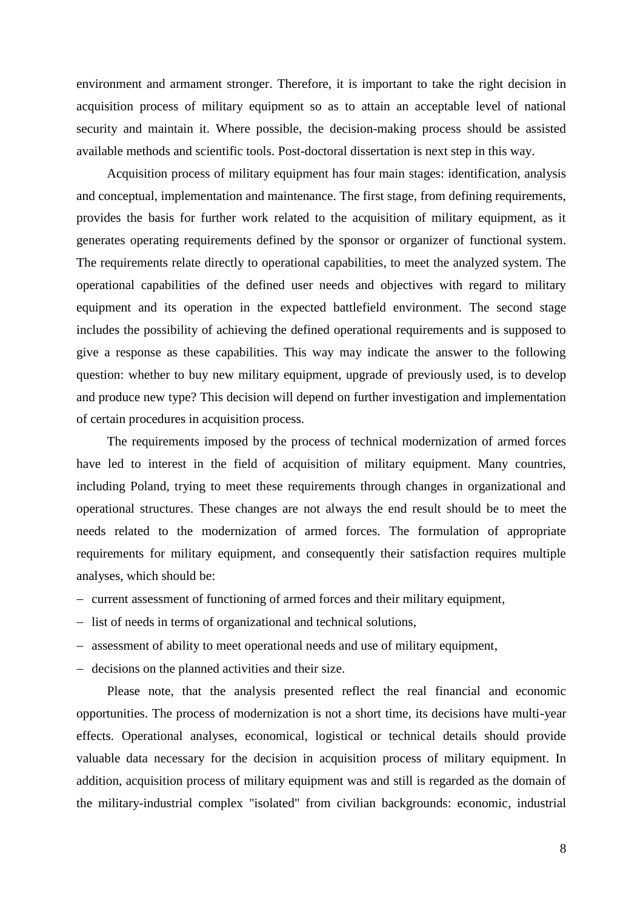environment and armament stronger. Therefore, it is important to take the right decision in acquisition process of military equipment so as to attain an acceptable level of national security and maintain it. Where possible, the decision-making process should be assisted available methods and scientific tools. Post-doctoral dissertation is next step in this way.

Acquisition process of military equipment has four main stages: identification, analysis and conceptual, implementation and maintenance. The first stage, from defining requirements, provides the basis for further work related to the acquisition of military equipment, as it generates operating requirements defined by the sponsor or organizer of functional system. The requirements relate directly to operational capabilities, to meet the analyzed system. The operational capabilities of the defined user needs and objectives with regard to military equipment and its operation in the expected battlefield environment. The second stage includes the possibility of achieving the defined operational requirements and is supposed to give a response as these capabilities. This way may indicate the answer to the following question: whether to buy new military equipment, upgrade of previously used, is to develop and produce new type? This decision will depend on further investigation and implementation of certain procedures in acquisition process.

The requirements imposed by the process of technical modernization of armed forces have led to interest in the field of acquisition of military equipment. Many countries, including Poland, trying to meet these requirements through changes in organizational and operational structures. These changes are not always the end result should be to meet the needs related to the modernization of armed forces. The formulation of appropriate requirements for military equipment, and consequently their satisfaction requires multiple analyses, which should be:

- current assessment of functioning of armed forces and their military equipment,
- list of needs in terms of organizational and technical solutions,
- assessment of ability to meet operational needs and use of military equipment,
- decisions on the planned activities and their size.

Please note, that the analysis presented reflect the real financial and economic opportunities. The process of modernization is not a short time, its decisions have multi-year effects. Operational analyses, economical, logistical or technical details should provide valuable data necessary for the decision in acquisition process of military equipment. In addition, acquisition process of military equipment was and still is regarded as the domain of the military-industrial complex "isolated" from civilian backgrounds: economic, industrial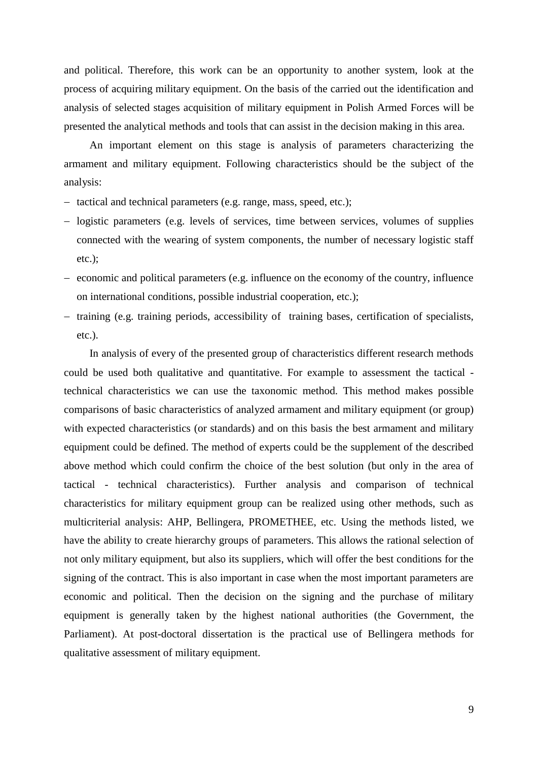and political. Therefore, this work can be an opportunity to another system, look at the process of acquiring military equipment. On the basis of the carried out the identification and analysis of selected stages acquisition of military equipment in Polish Armed Forces will be presented the analytical methods and tools that can assist in the decision making in this area.

An important element on this stage is analysis of parameters characterizing the armament and military equipment. Following characteristics should be the subject of the analysis:

- tactical and technical parameters (e.g. range, mass, speed, etc.);
- logistic parameters (e.g. levels of services, time between services, volumes of supplies connected with the wearing of system components, the number of necessary logistic staff etc.);
- economic and political parameters (e.g. influence on the economy of the country, influence on international conditions, possible industrial cooperation, etc.);
- training (e.g. training periods, accessibility of training bases, certification of specialists, etc.).

In analysis of every of the presented group of characteristics different research methods could be used both qualitative and quantitative. For example to assessment the tactical - technical characteristics we can use the taxonomic method. This method makes possible comparisons of basic characteristics of analyzed armament and military equipment (or group) with expected characteristics (or standards) and on this basis the best armament and military equipment could be defined. The method of experts could be the supplement of the described above method which could confirm the choice of the best solution (but only in the area of tactical - technical characteristics). Further analysis and comparison of technical characteristics for military equipment group can be realized using other methods, such as multicriterial analysis: AHP, Bellingera, PROMETHEE, etc. Using the methods listed, we have the ability to create hierarchy groups of parameters. This allows the rational selection of not only military equipment, but also its suppliers, which will offer the best conditions for the signing of the contract. This is also important in case when the most important parameters are economic and political. Then the decision on the signing and the purchase of military equipment is generally taken by the highest national authorities (the Government, the Parliament). At post-doctoral dissertation is the practical use of Bellingera methods for qualitative assessment of military equipment.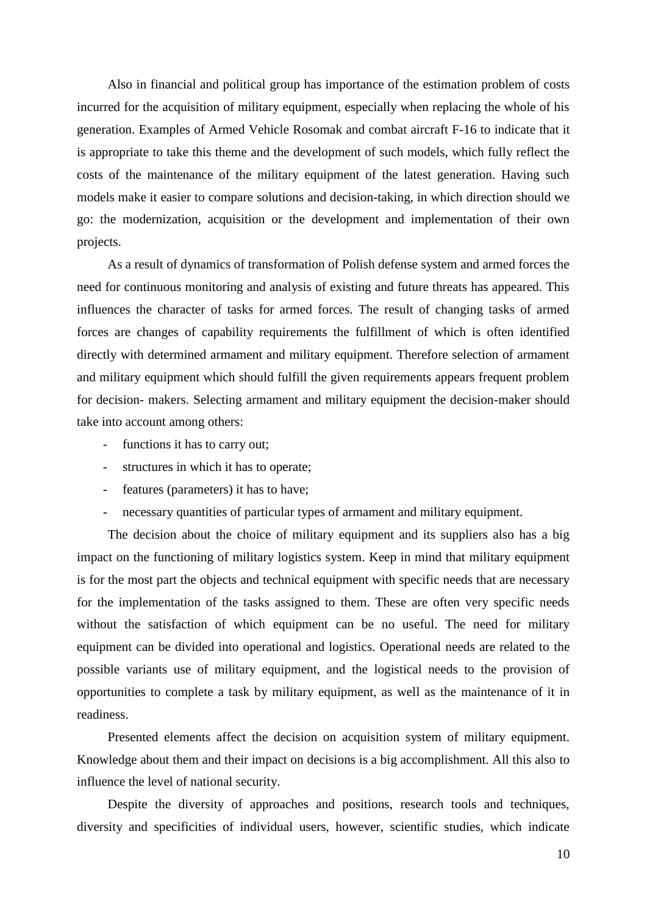Also in financial and political group has importance of the estimation problem of costs incurred for the acquisition of military equipment, especially when replacing the whole of his generation. Examples of Armed Vehicle Rosomak and combat aircraft F-16 to indicate that it is appropriate to take this theme and the development of such models, which fully reflect the costs of the maintenance of the military equipment of the latest generation. Having such models make it easier to compare solutions and decision-taking, in which direction should we go: the modernization, acquisition or the development and implementation of their own projects.

As a result of dynamics of transformation of Polish defense system and armed forces the need for continuous monitoring and analysis of existing and future threats has appeared. This influences the character of tasks for armed forces. The result of changing tasks of armed forces are changes of capability requirements the fulfillment of which is often identified directly with determined armament and military equipment. Therefore selection of armament and military equipment which should fulfill the given requirements appears frequent problem for decision- makers. Selecting armament and military equipment the decision-maker should take into account among others:

- functions it has to carry out;
- structures in which it has to operate;
- features (parameters) it has to have;
- necessary quantities of particular types of armament and military equipment.

The decision about the choice of military equipment and its suppliers also has a big impact on the functioning of military logistics system. Keep in mind that military equipment is for the most part the objects and technical equipment with specific needs that are necessary for the implementation of the tasks assigned to them. These are often very specific needs without the satisfaction of which equipment can be no useful. The need for military equipment can be divided into operational and logistics. Operational needs are related to the possible variants use of military equipment, and the logistical needs to the provision of opportunities to complete a task by military equipment, as well as the maintenance of it in readiness.

Presented elements affect the decision on acquisition system of military equipment. Knowledge about them and their impact on decisions is a big accomplishment. All this also to influence the level of national security.

Despite the diversity of approaches and positions, research tools and techniques, diversity and specificities of individual users, however, scientific studies, which indicate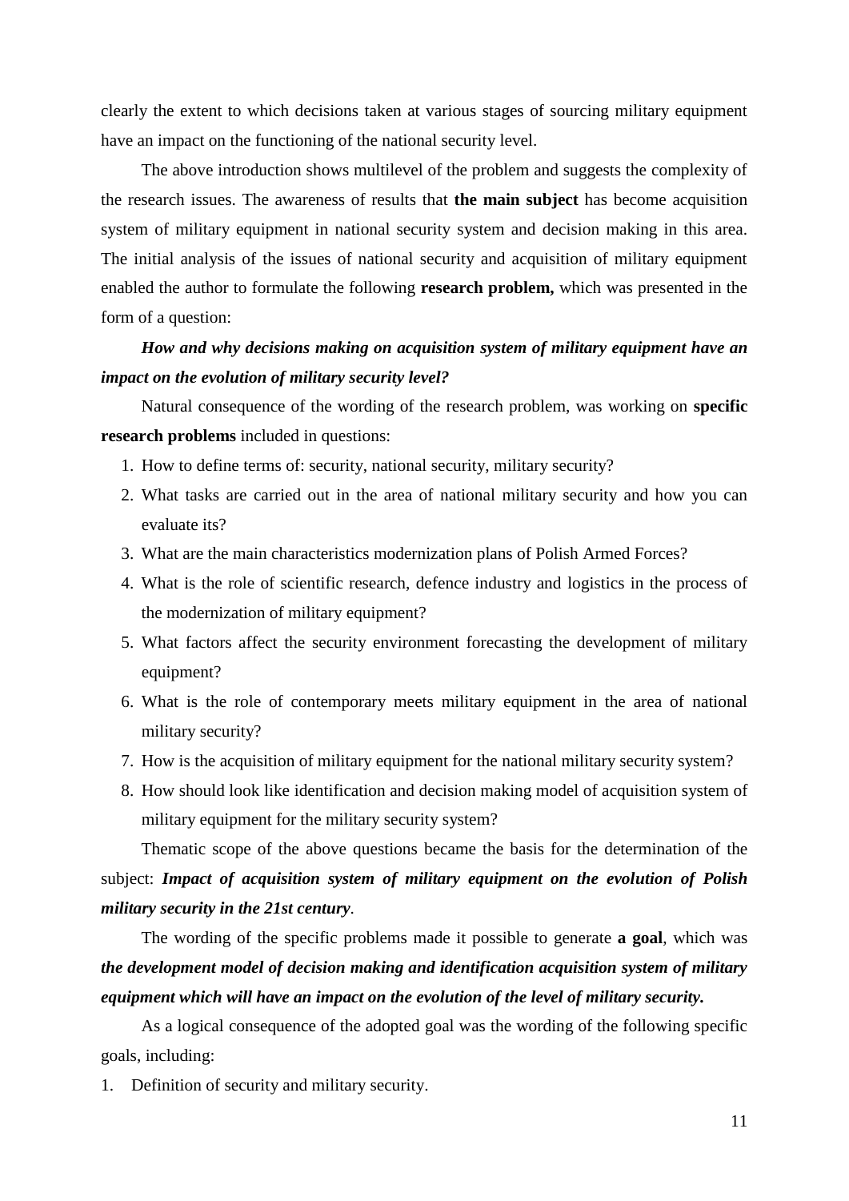clearly the extent to which decisions taken at various stages of sourcing military equipment have an impact on the functioning of the national security level.

The above introduction shows multilevel of the problem and suggests the complexity of the research issues. The awareness of results that **the main subject** has become acquisition system of military equipment in national security system and decision making in this area. The initial analysis of the issues of national security and acquisition of military equipment enabled the author to formulate the following **research problem,** which was presented in the form of a question:

***How and why decisions making on acquisition system of military equipment have an impact on the evolution of military security level?***

Natural consequence of the wording of the research problem, was working on **specific research problems** included in questions:

1. How to define terms of: security, national security, military security?
2. What tasks are carried out in the area of national military security and how you can evaluate its?
3. What are the main characteristics modernization plans of Polish Armed Forces?
4. What is the role of scientific research, defence industry and logistics in the process of the modernization of military equipment?
5. What factors affect the security environment forecasting the development of military equipment?
6. What is the role of contemporary meets military equipment in the area of national military security?
7. How is the acquisition of military equipment for the national military security system?
8. How should look like identification and decision making model of acquisition system of military equipment for the military security system?

Thematic scope of the above questions became the basis for the determination of the subject: ***Impact of acquisition system of military equipment on the evolution of Polish military security in the 21st century***.

The wording of the specific problems made it possible to generate **a goal**, which was ***the development model of decision making and identification acquisition system of military equipment which will have an impact on the evolution of the level of military security.***

As a logical consequence of the adopted goal was the wording of the following specific goals, including:

1. Definition of security and military security.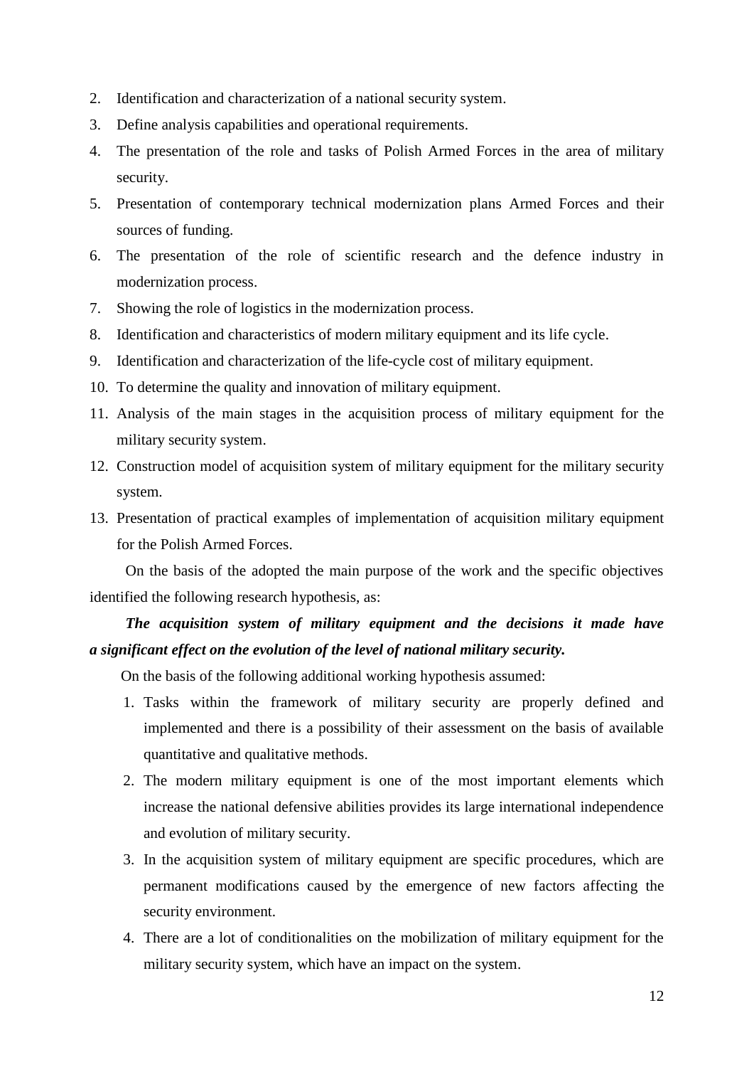2. Identification and characterization of a national security system.
3. Define analysis capabilities and operational requirements.
4. The presentation of the role and tasks of Polish Armed Forces in the area of military security.
5. Presentation of contemporary technical modernization plans Armed Forces and their sources of funding.
6. The presentation of the role of scientific research and the defence industry in modernization process.
7. Showing the role of logistics in the modernization process.
8. Identification and characteristics of modern military equipment and its life cycle.
9. Identification and characterization of the life-cycle cost of military equipment.
10. To determine the quality and innovation of military equipment.
11. Analysis of the main stages in the acquisition process of military equipment for the military security system.
12. Construction model of acquisition system of military equipment for the military security system.
13. Presentation of practical examples of implementation of acquisition military equipment for the Polish Armed Forces.

On the basis of the adopted the main purpose of the work and the specific objectives identified the following research hypothesis, as:

***The acquisition system of military equipment and the decisions it made have a significant effect on the evolution of the level of national military security.***

On the basis of the following additional working hypothesis assumed:

1. Tasks within the framework of military security are properly defined and implemented and there is a possibility of their assessment on the basis of available quantitative and qualitative methods.
2. The modern military equipment is one of the most important elements which increase the national defensive abilities provides its large international independence and evolution of military security.
3. In the acquisition system of military equipment are specific procedures, which are permanent modifications caused by the emergence of new factors affecting the security environment.
4. There are a lot of conditionalities on the mobilization of military equipment for the military security system, which have an impact on the system.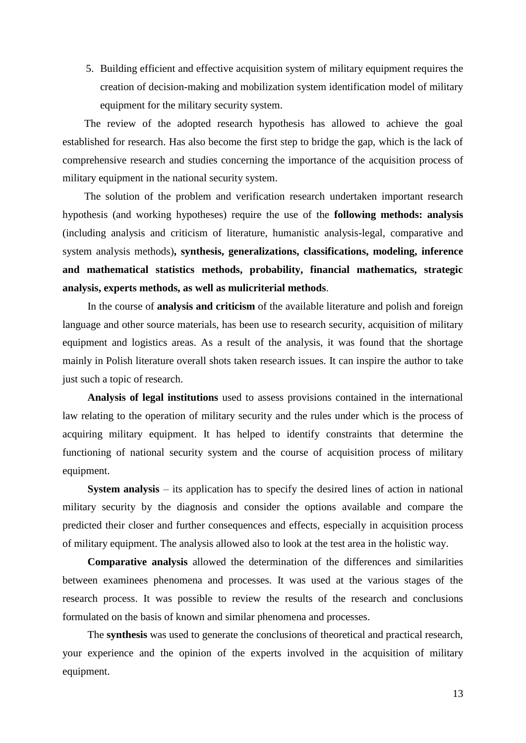5. Building efficient and effective acquisition system of military equipment requires the creation of decision-making and mobilization system identification model of military equipment for the military security system.

The review of the adopted research hypothesis has allowed to achieve the goal established for research. Has also become the first step to bridge the gap, which is the lack of comprehensive research and studies concerning the importance of the acquisition process of military equipment in the national security system.

The solution of the problem and verification research undertaken important research hypothesis (and working hypotheses) require the use of the **following methods: analysis** (including analysis and criticism of literature, humanistic analysis-legal, comparative and system analysis methods)**, synthesis, generalizations, classifications, modeling, inference and mathematical statistics methods, probability, financial mathematics, strategic analysis, experts methods, as well as mulicriterial methods**.

In the course of **analysis and criticism** of the available literature and polish and foreign language and other source materials, has been use to research security, acquisition of military equipment and logistics areas. As a result of the analysis, it was found that the shortage mainly in Polish literature overall shots taken research issues. It can inspire the author to take just such a topic of research.

**Analysis of legal institutions** used to assess provisions contained in the international law relating to the operation of military security and the rules under which is the process of acquiring military equipment. It has helped to identify constraints that determine the functioning of national security system and the course of acquisition process of military equipment.

**System analysis** – its application has to specify the desired lines of action in national military security by the diagnosis and consider the options available and compare the predicted their closer and further consequences and effects, especially in acquisition process of military equipment. The analysis allowed also to look at the test area in the holistic way.

**Comparative analysis** allowed the determination of the differences and similarities between examinees phenomena and processes. It was used at the various stages of the research process. It was possible to review the results of the research and conclusions formulated on the basis of known and similar phenomena and processes.

The **synthesis** was used to generate the conclusions of theoretical and practical research, your experience and the opinion of the experts involved in the acquisition of military equipment.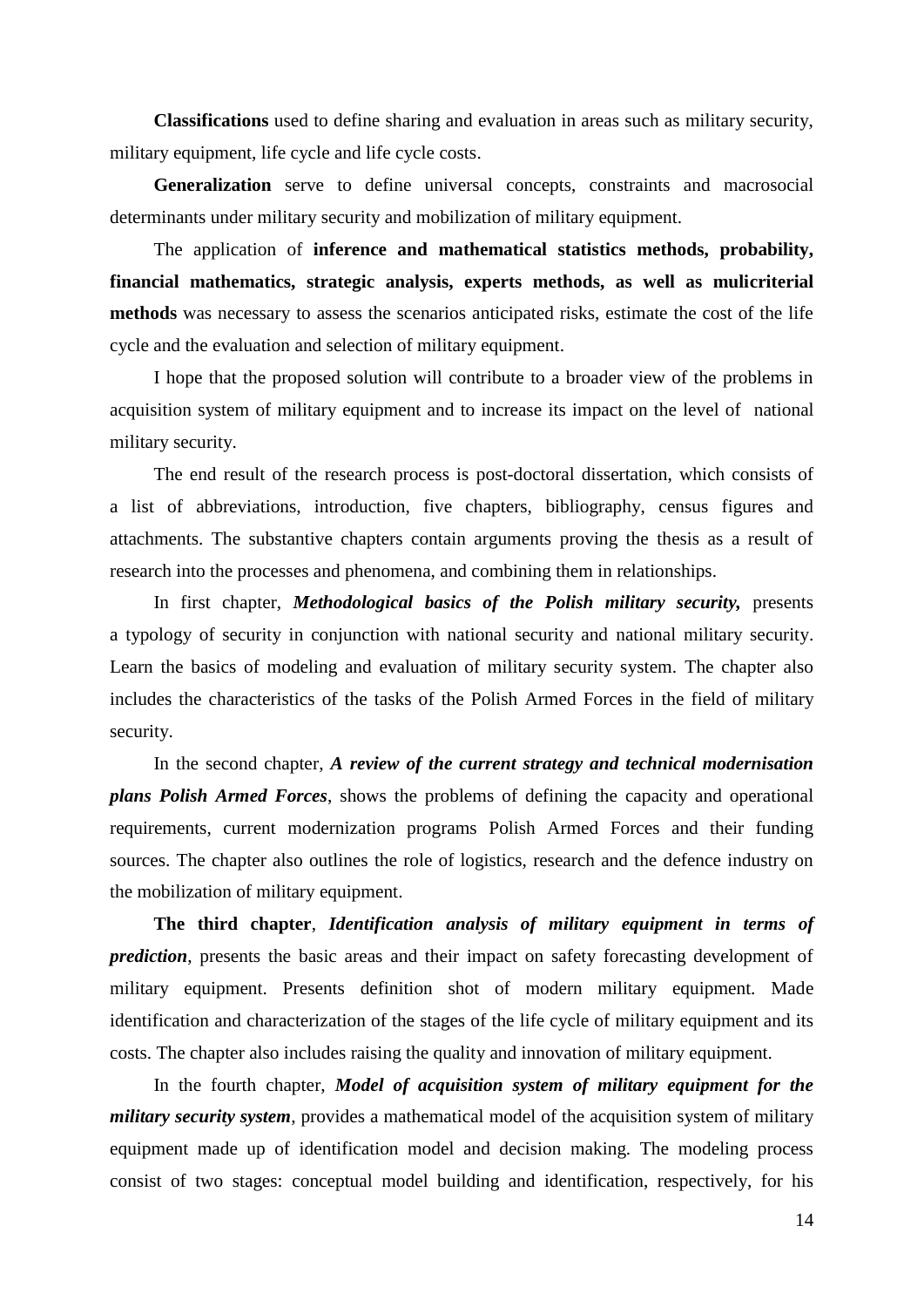**Classifications** used to define sharing and evaluation in areas such as military security, military equipment, life cycle and life cycle costs.

**Generalization** serve to define universal concepts, constraints and macrosocial determinants under military security and mobilization of military equipment.

The application of **inference and mathematical statistics methods, probability, financial mathematics, strategic analysis, experts methods, as well as mulicriterial methods** was necessary to assess the scenarios anticipated risks, estimate the cost of the life cycle and the evaluation and selection of military equipment.

I hope that the proposed solution will contribute to a broader view of the problems in acquisition system of military equipment and to increase its impact on the level of national military security.

The end result of the research process is post-doctoral dissertation, which consists of a list of abbreviations, introduction, five chapters, bibliography, census figures and attachments. The substantive chapters contain arguments proving the thesis as a result of research into the processes and phenomena, and combining them in relationships.

In first chapter, ***Methodological basics of the Polish military security,*** presents a typology of security in conjunction with national security and national military security. Learn the basics of modeling and evaluation of military security system. The chapter also includes the characteristics of the tasks of the Polish Armed Forces in the field of military security.

In the second chapter, ***A review of the current strategy and technical modernisation plans Polish Armed Forces***, shows the problems of defining the capacity and operational requirements, current modernization programs Polish Armed Forces and their funding sources. The chapter also outlines the role of logistics, research and the defence industry on the mobilization of military equipment.

**The third chapter**, ***Identification analysis of military equipment in terms of prediction***, presents the basic areas and their impact on safety forecasting development of military equipment. Presents definition shot of modern military equipment. Made identification and characterization of the stages of the life cycle of military equipment and its costs. The chapter also includes raising the quality and innovation of military equipment.

In the fourth chapter, ***Model of acquisition system of military equipment for the military security system***, provides a mathematical model of the acquisition system of military equipment made up of identification model and decision making. The modeling process consist of two stages: conceptual model building and identification, respectively, for his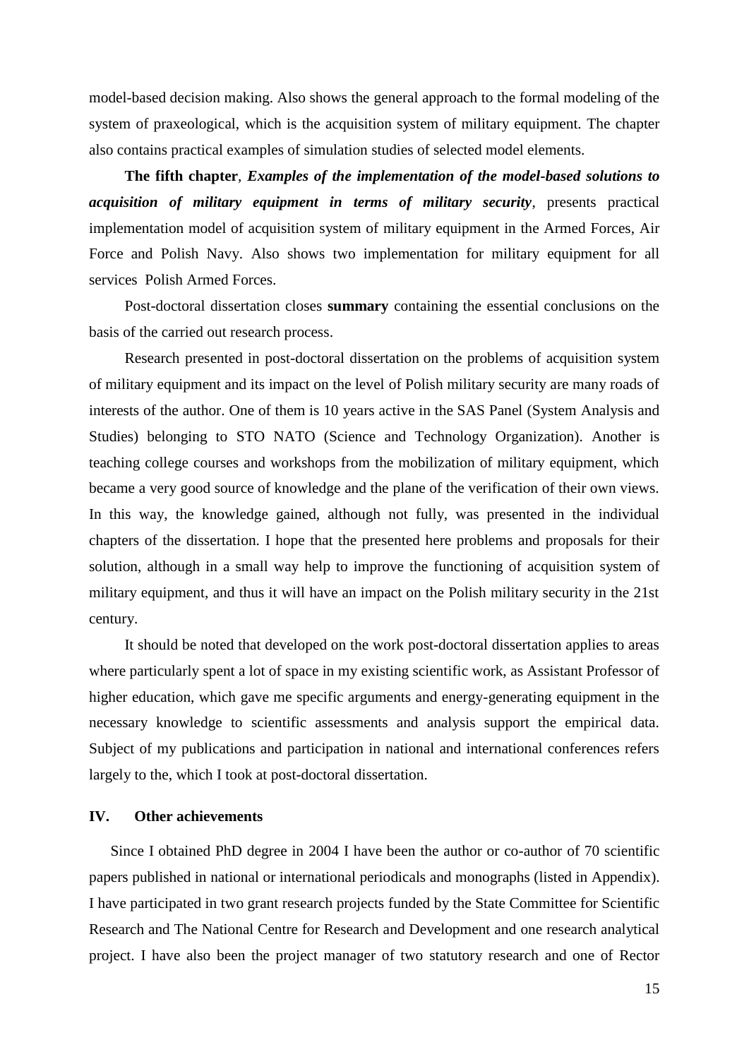model-based decision making. Also shows the general approach to the formal modeling of the system of praxeological, which is the acquisition system of military equipment. The chapter also contains practical examples of simulation studies of selected model elements.

**The fifth chapter**, ***Examples of the implementation of the model-based solutions to acquisition of military equipment in terms of military security***, presents practical implementation model of acquisition system of military equipment in the Armed Forces, Air Force and Polish Navy. Also shows two implementation for military equipment for all services Polish Armed Forces.

Post-doctoral dissertation closes **summary** containing the essential conclusions on the basis of the carried out research process.

Research presented in post-doctoral dissertation on the problems of acquisition system of military equipment and its impact on the level of Polish military security are many roads of interests of the author. One of them is 10 years active in the SAS Panel (System Analysis and Studies) belonging to STO NATO (Science and Technology Organization). Another is teaching college courses and workshops from the mobilization of military equipment, which became a very good source of knowledge and the plane of the verification of their own views. In this way, the knowledge gained, although not fully, was presented in the individual chapters of the dissertation. I hope that the presented here problems and proposals for their solution, although in a small way help to improve the functioning of acquisition system of military equipment, and thus it will have an impact on the Polish military security in the 21st century.

It should be noted that developed on the work post-doctoral dissertation applies to areas where particularly spent a lot of space in my existing scientific work, as Assistant Professor of higher education, which gave me specific arguments and energy-generating equipment in the necessary knowledge to scientific assessments and analysis support the empirical data. Subject of my publications and participation in national and international conferences refers largely to the, which I took at post-doctoral dissertation.

## IV. Other achievements

Since I obtained PhD degree in 2004 I have been the author or co-author of 70 scientific papers published in national or international periodicals and monographs (listed in Appendix). I have participated in two grant research projects funded by the State Committee for Scientific Research and The National Centre for Research and Development and one research analytical project. I have also been the project manager of two statutory research and one of Rector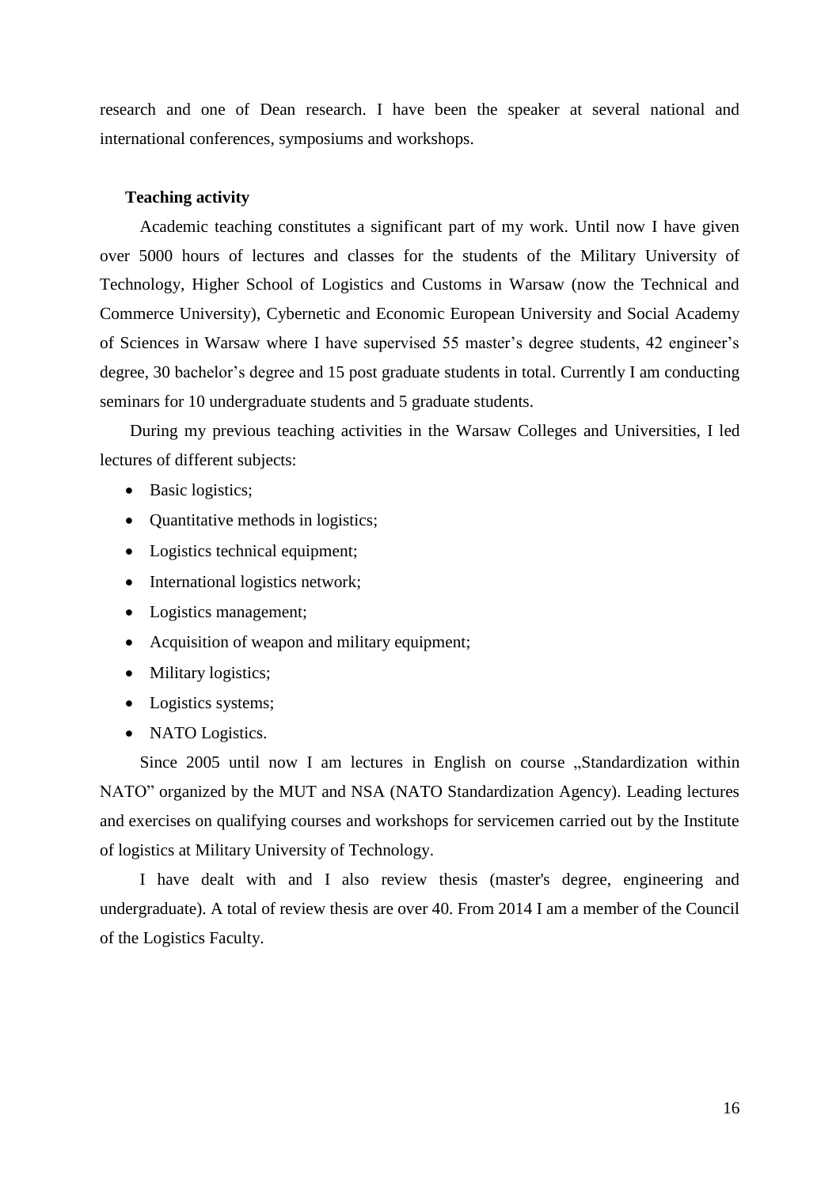research and one of Dean research. I have been the speaker at several national and international conferences, symposiums and workshops.

**Teaching activity**

Academic teaching constitutes a significant part of my work. Until now I have given over 5000 hours of lectures and classes for the students of the Military University of Technology, Higher School of Logistics and Customs in Warsaw (now the Technical and Commerce University), Cybernetic and Economic European University and Social Academy of Sciences in Warsaw where I have supervised 55 master's degree students, 42 engineer's degree, 30 bachelor's degree and 15 post graduate students in total. Currently I am conducting seminars for 10 undergraduate students and 5 graduate students.

During my previous teaching activities in the Warsaw Colleges and Universities, I led lectures of different subjects:

- Basic logistics;
- Quantitative methods in logistics;
- Logistics technical equipment;
- International logistics network;
- Logistics management;
- Acquisition of weapon and military equipment;
- Military logistics;
- Logistics systems;
- NATO Logistics.

Since 2005 until now I am lectures in English on course „Standardization within NATO" organized by the MUT and NSA (NATO Standardization Agency). Leading lectures and exercises on qualifying courses and workshops for servicemen carried out by the Institute of logistics at Military University of Technology.

I have dealt with and I also review thesis (master's degree, engineering and undergraduate). A total of review thesis are over 40. From 2014 I am a member of the Council of the Logistics Faculty.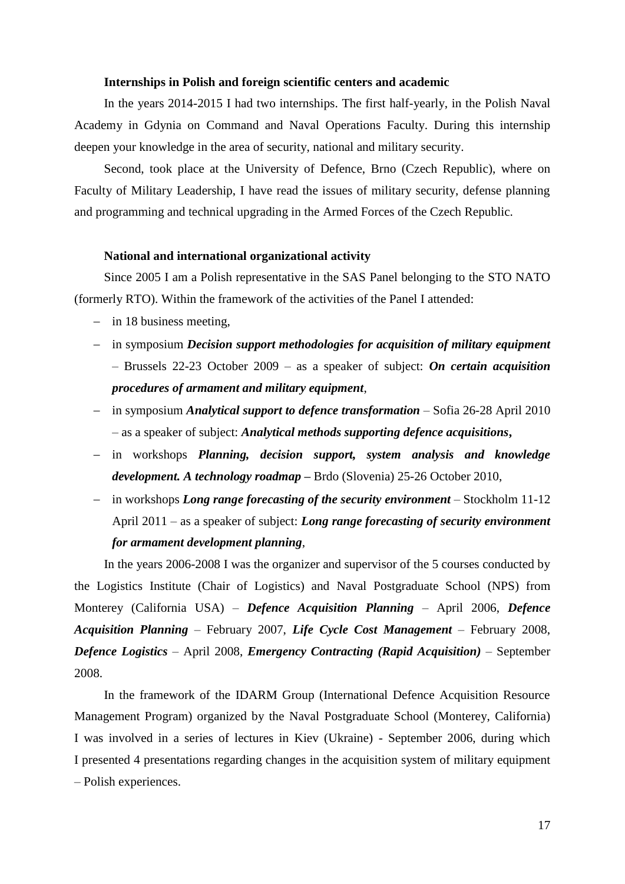**Internships in Polish and foreign scientific centers and academic**

In the years 2014-2015 I had two internships. The first half-yearly, in the Polish Naval Academy in Gdynia on Command and Naval Operations Faculty. During this internship deepen your knowledge in the area of security, national and military security.

Second, took place at the University of Defence, Brno (Czech Republic), where on Faculty of Military Leadership, I have read the issues of military security, defense planning and programming and technical upgrading in the Armed Forces of the Czech Republic.

**National and international organizational activity**

Since 2005 I am a Polish representative in the SAS Panel belonging to the STO NATO (formerly RTO). Within the framework of the activities of the Panel I attended:

- in 18 business meeting,
- in symposium ***Decision support methodologies for acquisition of military equipment*** – Brussels 22-23 October 2009 – as a speaker of subject: ***On certain acquisition procedures of armament and military equipment***,
- in symposium ***Analytical support to defence transformation*** – Sofia 26-28 April 2010 – as a speaker of subject: ***Analytical methods supporting defence acquisitions*,**
- in workshops ***Planning, decision support, system analysis and knowledge development. A technology roadmap –*** Brdo (Slovenia) 25-26 October 2010,
- in workshops ***Long range forecasting of the security environment*** – Stockholm 11-12 April 2011 – as a speaker of subject: ***Long range forecasting of security environment for armament development planning***,

In the years 2006-2008 I was the organizer and supervisor of the 5 courses conducted by the Logistics Institute (Chair of Logistics) and Naval Postgraduate School (NPS) from Monterey (California USA) – ***Defence Acquisition Planning*** – April 2006, ***Defence Acquisition Planning*** – February 2007, ***Life Cycle Cost Management*** – February 2008, ***Defence Logistics*** – April 2008, ***Emergency Contracting (Rapid Acquisition)*** – September 2008.

In the framework of the IDARM Group (International Defence Acquisition Resource Management Program) organized by the Naval Postgraduate School (Monterey, California) I was involved in a series of lectures in Kiev (Ukraine) - September 2006, during which I presented 4 presentations regarding changes in the acquisition system of military equipment – Polish experiences.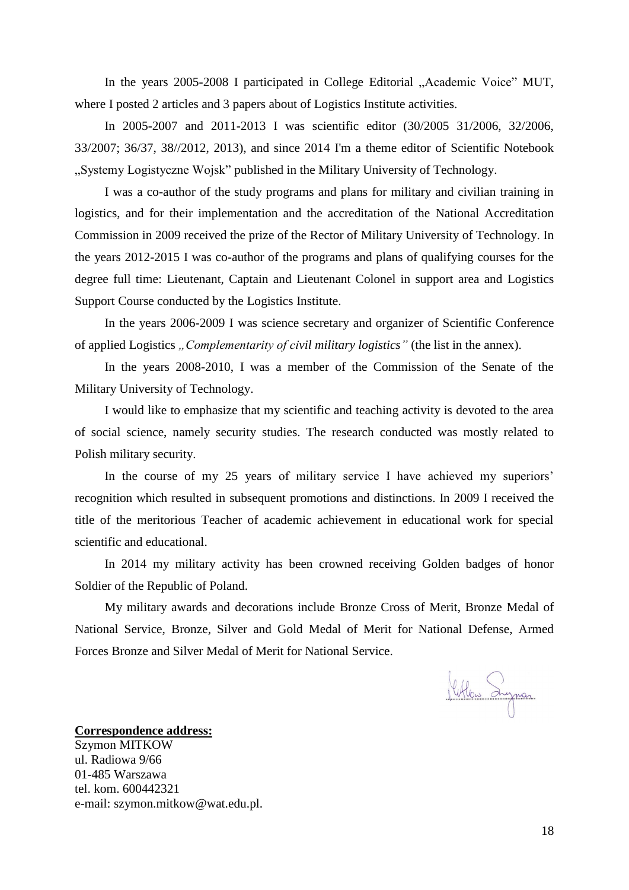In the years 2005-2008 I participated in College Editorial „Academic Voice" MUT, where I posted 2 articles and 3 papers about of Logistics Institute activities.

In 2005-2007 and 2011-2013 I was scientific editor (30/2005 31/2006, 32/2006, 33/2007; 36/37, 38//2012, 2013), and since 2014 I'm a theme editor of Scientific Notebook „Systemy Logistyczne Wojsk" published in the Military University of Technology.

I was a co-author of the study programs and plans for military and civilian training in logistics, and for their implementation and the accreditation of the National Accreditation Commission in 2009 received the prize of the Rector of Military University of Technology. In the years 2012-2015 I was co-author of the programs and plans of qualifying courses for the degree full time: Lieutenant, Captain and Lieutenant Colonel in support area and Logistics Support Course conducted by the Logistics Institute.

In the years 2006-2009 I was science secretary and organizer of Scientific Conference of applied Logistics *„Complementarity of civil military logistics"* (the list in the annex).

In the years 2008-2010, I was a member of the Commission of the Senate of the Military University of Technology.

I would like to emphasize that my scientific and teaching activity is devoted to the area of social science, namely security studies. The research conducted was mostly related to Polish military security.

In the course of my 25 years of military service I have achieved my superiors' recognition which resulted in subsequent promotions and distinctions. In 2009 I received the title of the meritorious Teacher of academic achievement in educational work for special scientific and educational.

In 2014 my military activity has been crowned receiving Golden badges of honor Soldier of the Republic of Poland.

My military awards and decorations include Bronze Cross of Merit, Bronze Medal of National Service, Bronze, Silver and Gold Medal of Merit for National Defense, Armed Forces Bronze and Silver Medal of Merit for National Service.

**Correspondence address:**
Szymon MITKOW
ul. Radiowa 9/66
01-485 Warszawa
tel. kom. 600442321
e-mail: szymon.mitkow@wat.edu.pl.